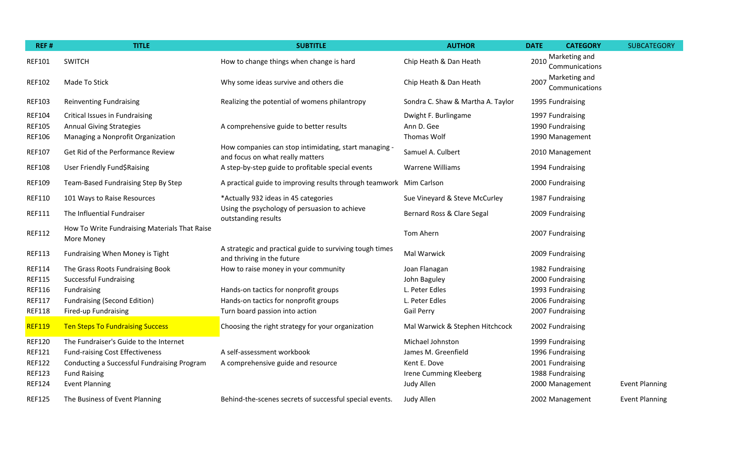| REF # | TITLE | SUBTITLE | AUTHOR | DATE | CATEGORY | SUBCATEGORY |
|---|---|---|---|---|---|---|
| REF101 | SWITCH | How to change things when change is hard | Chip Heath & Dan Heath | 2010 | Marketing and Communications | |
| REF102 | Made To Stick | Why some ideas survive and others die | Chip Heath & Dan Heath | 2007 | Marketing and Communications | |
| REF103 | Reinventing Fundraising | Realizing the potential of womens philantropy | Sondra C. Shaw & Martha A. Taylor | 1995 | Fundraising | |
| REF104 | Critical Issues in Fundraising | | Dwight F. Burlingame | 1997 | Fundraising | |
| REF105 | Annual Giving Strategies | A comprehensive guide to better results | Ann D. Gee | 1990 | Fundraising | |
| REF106 | Managing a Nonprofit Organization | | Thomas Wolf | 1990 | Management | |
| REF107 | Get Rid of the Performance Review | How companies can stop intimidating, start managing - and focus on what really matters | Samuel A. Culbert | 2010 | Management | |
| REF108 | User Friendly Fund$Raising | A step-by-step guide to profitable events | Warrene Williams | 1994 | Fundraising | |
| REF109 | Team-Based Fundraising Step By Step | A practical guide to improving results through teamwork | Mim Carlson | 2000 | Fundraising | |
| REF110 | 101 Ways to Raise Resources | *Actually 932 ideas in 45 categories | Sue Vineyard & Steve McCurley | 1987 | Fundraising | |
| REF111 | The Influential Fundraiser | Using the psychology of persuasion to achieve outstanding results | Bernard Ross & Clare Segal | 2009 | Fundraising | |
| REF112 | How To Write Fundraising Materials That Raise More Money | | Tom Ahern | 2007 | Fundraising | |
| REF113 | Fundraising When Money is Tight | A strategic and practical guide to surviving tough times and thriving in the future | Mal Warwick | 2009 | Fundraising | |
| REF114 | The Grass Roots Fundraising Book | How to raise money in your community | Joan Flanagan | 1982 | Fundraising | |
| REF115 | Successful Fundraising | | John Baguley | 2000 | Fundraising | |
| REF116 | Fundraising | Hands-on tactics for nonprofit groups | L. Peter Edles | 1993 | Fundraising | |
| REF117 | Fundraising (Second Edition) | Hands-on tactics for nonprofit groups | L. Peter Edles | 2006 | Fundraising | |
| REF118 | Fired-up Fundraising | Turn board passion into action | Gail Perry | 2007 | Fundraising | |
| REF119 | Ten Steps To Fundraising Success | Choosing the right strategy for your organization | Mal Warwick & Stephen Hitchcock | 2002 | Fundraising | |
| REF120 | The Fundraiser's Guide to the Internet | | Michael Johnston | 1999 | Fundraising | |
| REF121 | Fund-raising Cost Effectiveness | A self-assessment workbook | James M. Greenfield | 1996 | Fundraising | |
| REF122 | Conducting a Successful Fundraising Program | A comprehensive guide and resource | Kent E. Dove | 2001 | Fundraising | |
| REF123 | Fund Raising | | Irene Cumming Kleeberg | 1988 | Fundraising | |
| REF124 | Event Planning | | Judy Allen | 2000 | Management | Event Planning |
| REF125 | The Business of Event Planning | Behind-the-scenes secrets of successful special events. | Judy Allen | 2002 | Management | Event Planning |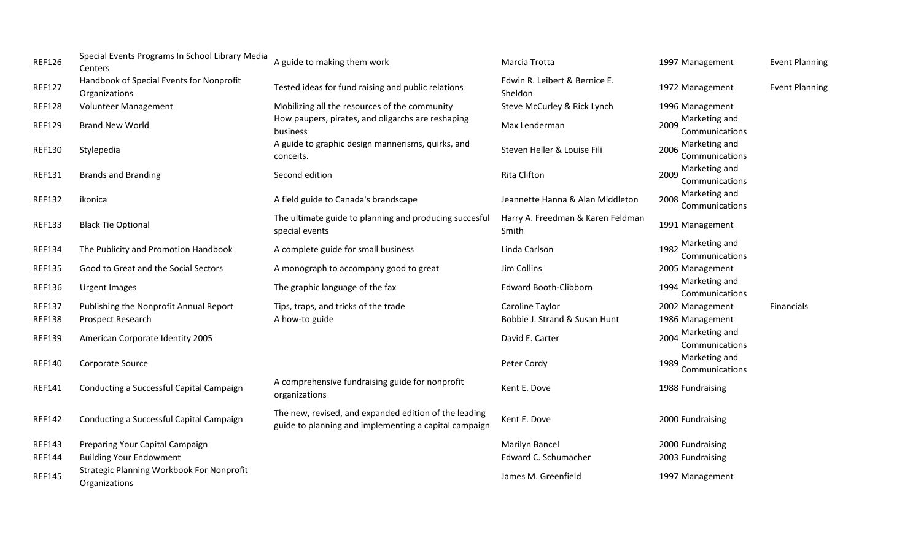| | | | | | | |
|---|---|---|---|---|---|---|
| REF126 | Special Events Programs In School Library Media Centers | A guide to making them work | Marcia Trotta | 1997 | Management | Event Planning |
| REF127 | Handbook of Special Events for Nonprofit Organizations | Tested ideas for fund raising and public relations | Edwin R. Leibert & Bernice E. Sheldon | 1972 | Management | Event Planning |
| REF128 | Volunteer Management | Mobilizing all the resources of the community | Steve McCurley & Rick Lynch | 1996 | Management | |
| REF129 | Brand New World | How paupers, pirates, and oligarchs are reshaping business | Max Lenderman | 2009 | Marketing and Communications | |
| REF130 | Stylepedia | A guide to graphic design mannerisms, quirks, and conceits. | Steven Heller & Louise Fili | 2006 | Marketing and Communications | |
| REF131 | Brands and Branding | Second edition | Rita Clifton | 2009 | Marketing and Communications | |
| REF132 | ikonica | A field guide to Canada's brandscape | Jeannette Hanna & Alan Middleton | 2008 | Marketing and Communications | |
| REF133 | Black Tie Optional | The ultimate guide to planning and producing succesful special events | Harry A. Freedman & Karen Feldman Smith | 1991 | Management | |
| REF134 | The Publicity and Promotion Handbook | A complete guide for small business | Linda Carlson | 1982 | Marketing and Communications | |
| REF135 | Good to Great and the Social Sectors | A monograph to accompany good to great | Jim Collins | 2005 | Management | |
| REF136 | Urgent Images | The graphic language of the fax | Edward Booth-Clibborn | 1994 | Marketing and Communications | |
| REF137 | Publishing the Nonprofit Annual Report | Tips, traps, and tricks of the trade | Caroline Taylor | 2002 | Management | Financials |
| REF138 | Prospect Research | A how-to guide | Bobbie J. Strand & Susan Hunt | 1986 | Management | |
| REF139 | American Corporate Identity 2005 | | David E. Carter | 2004 | Marketing and Communications | |
| REF140 | Corporate Source | | Peter Cordy | 1989 | Marketing and Communications | |
| REF141 | Conducting a Successful Capital Campaign | A comprehensive fundraising guide for nonprofit organizations | Kent E. Dove | 1988 | Fundraising | |
| REF142 | Conducting a Successful Capital Campaign | The new, revised, and expanded edition of the leading guide to planning and implementing a capital campaign | Kent E. Dove | 2000 | Fundraising | |
| REF143 | Preparing Your Capital Campaign | | Marilyn Bancel | 2000 | Fundraising | |
| REF144 | Building Your Endowment | | Edward C. Schumacher | 2003 | Fundraising | |
| REF145 | Strategic Planning Workbook For Nonprofit Organizations | | James M. Greenfield | 1997 | Management | |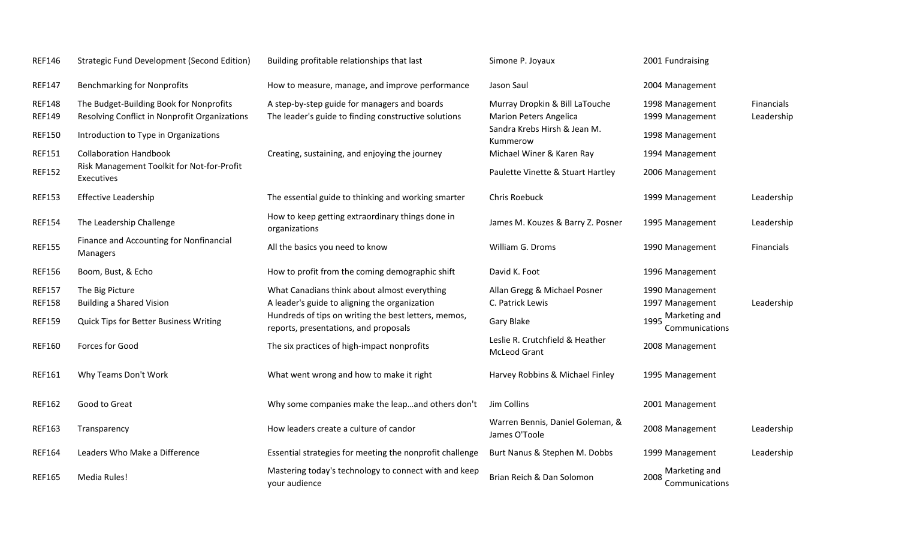| | | | | | | |
|---|---|---|---|---|---|---|
| REF146 | Strategic Fund Development (Second Edition) | Building profitable relationships that last | Simone P. Joyaux | 2001 | Fundraising | |
| REF147 | Benchmarking for Nonprofits | How to measure, manage, and improve performance | Jason Saul | 2004 | Management | |
| REF148 | The Budget-Building Book for Nonprofits | A step-by-step guide for managers and boards | Murray Dropkin & Bill LaTouche | 1998 | Management | Financials |
| REF149 | Resolving Conflict in Nonprofit Organizations | The leader's guide to finding constructive solutions | Marion Peters Angelica | 1999 | Management | Leadership |
| REF150 | Introduction to Type in Organizations | | Sandra Krebs Hirsh & Jean M. Kummerow | 1998 | Management | |
| REF151 | Collaboration Handbook | Creating, sustaining, and enjoying the journey | Michael Winer & Karen Ray | 1994 | Management | |
| REF152 | Risk Management Toolkit for Not-for-Profit Executives | | Paulette Vinette & Stuart Hartley | 2006 | Management | |
| REF153 | Effective Leadership | The essential guide to thinking and working smarter | Chris Roebuck | 1999 | Management | Leadership |
| REF154 | The Leadership Challenge | How to keep getting extraordinary things done in organizations | James M. Kouzes & Barry Z. Posner | 1995 | Management | Leadership |
| REF155 | Finance and Accounting for Nonfinancial Managers | All the basics you need to know | William G. Droms | 1990 | Management | Financials |
| REF156 | Boom, Bust, & Echo | How to profit from the coming demographic shift | David K. Foot | 1996 | Management | |
| REF157 | The Big Picture | What Canadians think about almost everything | Allan Gregg & Michael Posner | 1990 | Management | |
| REF158 | Building a Shared Vision | A leader's guide to aligning the organization | C. Patrick Lewis | 1997 | Management | Leadership |
| REF159 | Quick Tips for Better Business Writing | Hundreds of tips on writing the best letters, memos, reports, presentations, and proposals | Gary Blake | 1995 | Marketing and Communications | |
| REF160 | Forces for Good | The six practices of high-impact nonprofits | Leslie R. Crutchfield & Heather McLeod Grant | 2008 | Management | |
| REF161 | Why Teams Don't Work | What went wrong and how to make it right | Harvey Robbins & Michael Finley | 1995 | Management | |
| REF162 | Good to Great | Why some companies make the leap…and others don't | Jim Collins | 2001 | Management | |
| REF163 | Transparency | How leaders create a culture of candor | Warren Bennis, Daniel Goleman, & James O'Toole | 2008 | Management | Leadership |
| REF164 | Leaders Who Make a Difference | Essential strategies for meeting the nonprofit challenge | Burt Nanus & Stephen M. Dobbs | 1999 | Management | Leadership |
| REF165 | Media Rules! | Mastering today's technology to connect with and keep your audience | Brian Reich & Dan Solomon | 2008 | Marketing and Communications | |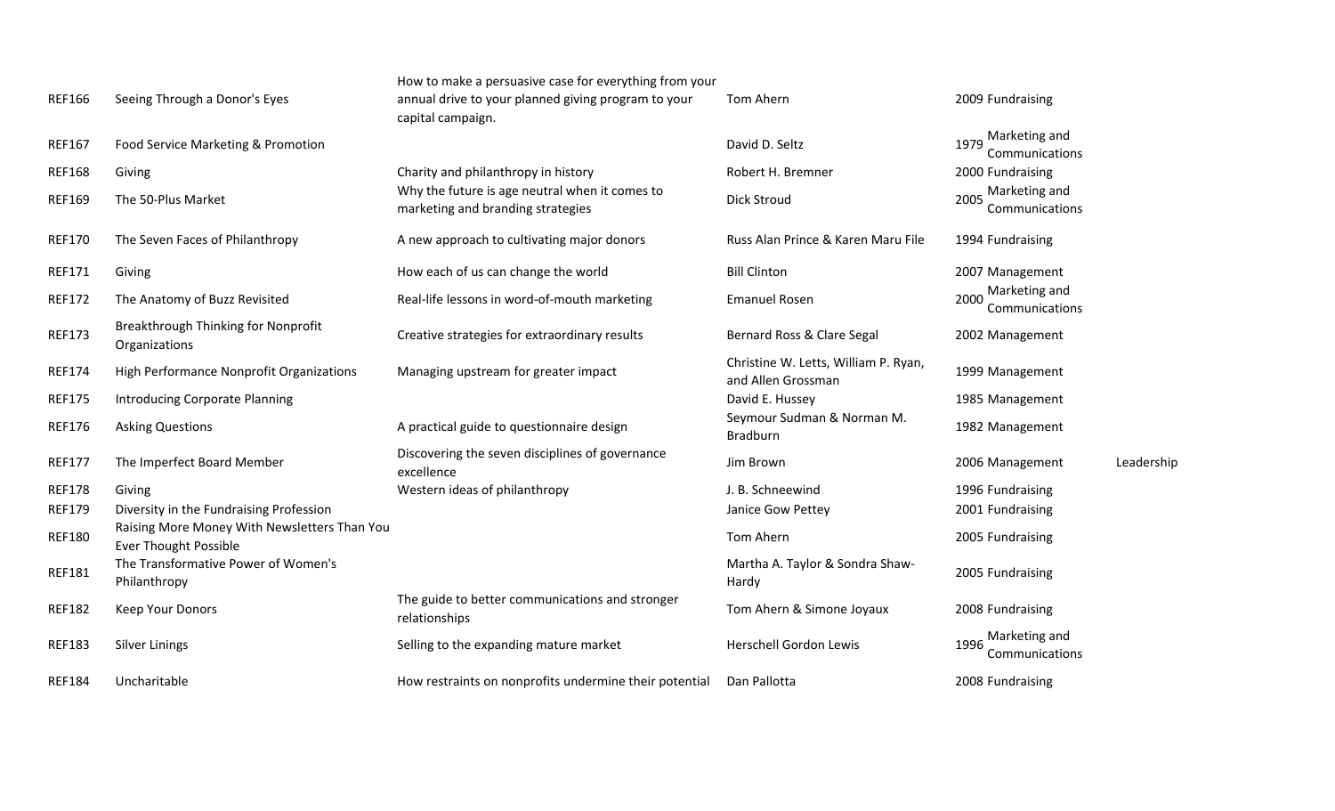| | | | | | | |
|---|---|---|---|---|---|---|
| REF166 | Seeing Through a Donor's Eyes | How to make a persuasive case for everything from your annual drive to your planned giving program to your capital campaign. | Tom Ahern | 2009 | Fundraising | |
| REF167 | Food Service Marketing & Promotion | | David D. Seltz | 1979 | Marketing and Communications | |
| REF168 | Giving | Charity and philanthropy in history | Robert H. Bremner | 2000 | Fundraising | |
| REF169 | The 50-Plus Market | Why the future is age neutral when it comes to marketing and branding strategies | Dick Stroud | 2005 | Marketing and Communications | |
| REF170 | The Seven Faces of Philanthropy | A new approach to cultivating major donors | Russ Alan Prince & Karen Maru File | 1994 | Fundraising | |
| REF171 | Giving | How each of us can change the world | Bill Clinton | 2007 | Management | |
| REF172 | The Anatomy of Buzz Revisited | Real-life lessons in word-of-mouth marketing | Emanuel Rosen | 2000 | Marketing and Communications | |
| REF173 | Breakthrough Thinking for Nonprofit Organizations | Creative strategies for extraordinary results | Bernard Ross & Clare Segal | 2002 | Management | |
| REF174 | High Performance Nonprofit Organizations | Managing upstream for greater impact | Christine W. Letts, William P. Ryan, and Allen Grossman | 1999 | Management | |
| REF175 | Introducing Corporate Planning | | David E. Hussey | 1985 | Management | |
| REF176 | Asking Questions | A practical guide to questionnaire design | Seymour Sudman & Norman M. Bradburn | 1982 | Management | |
| REF177 | The Imperfect Board Member | Discovering the seven disciplines of governance excellence | Jim Brown | 2006 | Management | Leadership |
| REF178 | Giving | Western ideas of philanthropy | J. B. Schneewind | 1996 | Fundraising | |
| REF179 | Diversity in the Fundraising Profession | | Janice Gow Pettey | 2001 | Fundraising | |
| REF180 | Raising More Money With Newsletters Than You Ever Thought Possible | | Tom Ahern | 2005 | Fundraising | |
| REF181 | The Transformative Power of Women's Philanthropy | | Martha A. Taylor & Sondra Shaw-Hardy | 2005 | Fundraising | |
| REF182 | Keep Your Donors | The guide to better communications and stronger relationships | Tom Ahern & Simone Joyaux | 2008 | Fundraising | |
| REF183 | Silver Linings | Selling to the expanding mature market | Herschell Gordon Lewis | 1996 | Marketing and Communications | |
| REF184 | Uncharitable | How restraints on nonprofits undermine their potential | Dan Pallotta | 2008 | Fundraising | |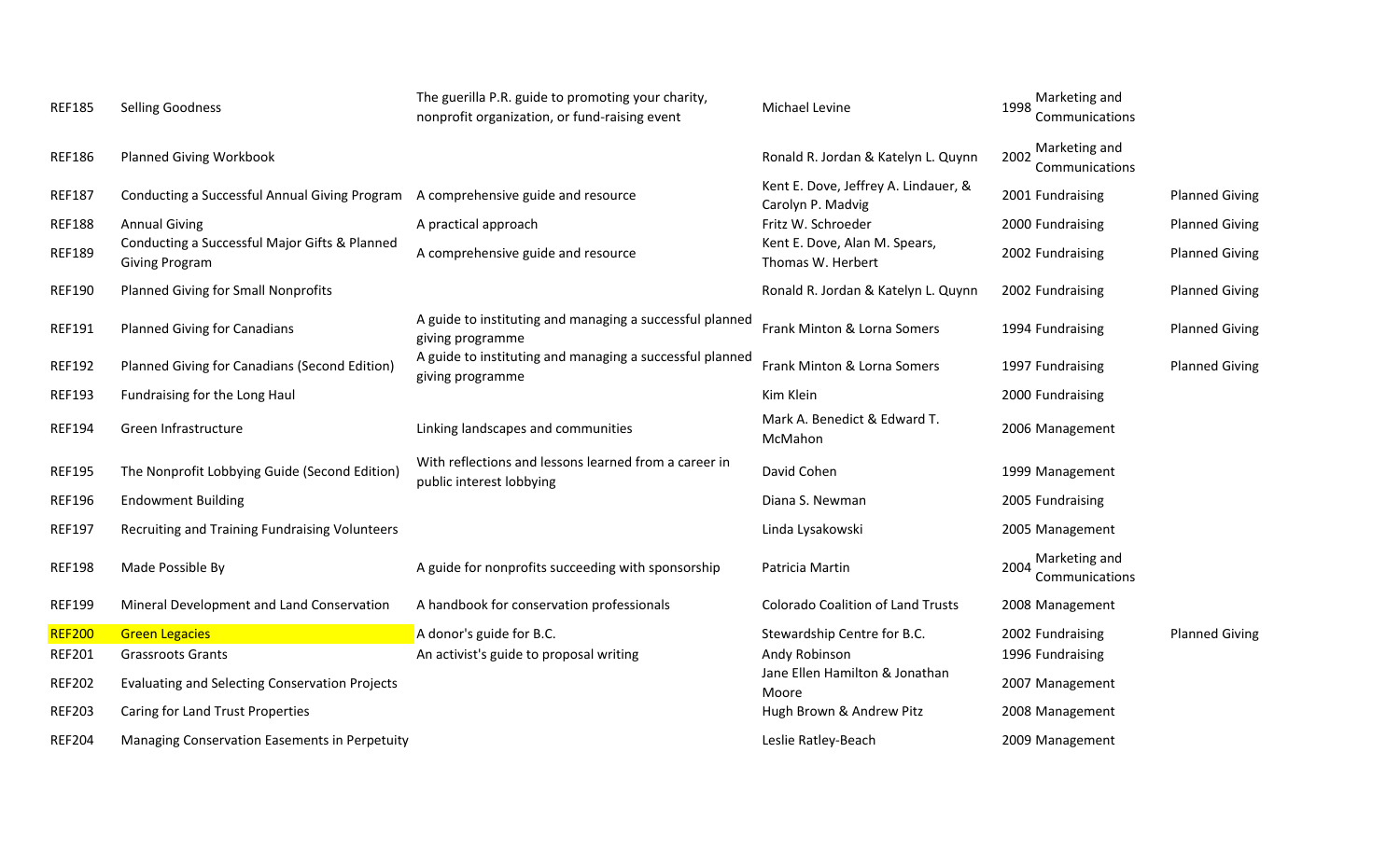| | | | | | | |
|---|---|---|---|---|---|---|
| REF185 | Selling Goodness | The guerilla P.R. guide to promoting your charity, nonprofit organization, or fund-raising event | Michael Levine | 1998 | Marketing and Communications | |
| REF186 | Planned Giving Workbook | | Ronald R. Jordan & Katelyn L. Quynn | 2002 | Marketing and Communications | |
| REF187 | Conducting a Successful Annual Giving Program | A comprehensive guide and resource | Kent E. Dove, Jeffrey A. Lindauer, & Carolyn P. Madvig | 2001 | Fundraising | Planned Giving |
| REF188 | Annual Giving | A practical approach | Fritz W. Schroeder | 2000 | Fundraising | Planned Giving |
| REF189 | Conducting a Successful Major Gifts & Planned Giving Program | A comprehensive guide and resource | Kent E. Dove, Alan M. Spears, Thomas W. Herbert | 2002 | Fundraising | Planned Giving |
| REF190 | Planned Giving for Small Nonprofits | | Ronald R. Jordan & Katelyn L. Quynn | 2002 | Fundraising | Planned Giving |
| REF191 | Planned Giving for Canadians | A guide to instituting and managing a successful planned giving programme | Frank Minton & Lorna Somers | 1994 | Fundraising | Planned Giving |
| REF192 | Planned Giving for Canadians (Second Edition) | A guide to instituting and managing a successful planned giving programme | Frank Minton & Lorna Somers | 1997 | Fundraising | Planned Giving |
| REF193 | Fundraising for the Long Haul | | Kim Klein | 2000 | Fundraising | |
| REF194 | Green Infrastructure | Linking landscapes and communities | Mark A. Benedict & Edward T. McMahon | 2006 | Management | |
| REF195 | The Nonprofit Lobbying Guide (Second Edition) | With reflections and lessons learned from a career in public interest lobbying | David Cohen | 1999 | Management | |
| REF196 | Endowment Building | | Diana S. Newman | 2005 | Fundraising | |
| REF197 | Recruiting and Training Fundraising Volunteers | | Linda Lysakowski | 2005 | Management | |
| REF198 | Made Possible By | A guide for nonprofits succeeding with sponsorship | Patricia Martin | 2004 | Marketing and Communications | |
| REF199 | Mineral Development and Land Conservation | A handbook for conservation professionals | Colorado Coalition of Land Trusts | 2008 | Management | |
| REF200 | Green Legacies | A donor's guide for B.C. | Stewardship Centre for B.C. | 2002 | Fundraising | Planned Giving |
| REF201 | Grassroots Grants | An activist's guide to proposal writing | Andy Robinson | 1996 | Fundraising | |
| REF202 | Evaluating and Selecting Conservation Projects | | Jane Ellen Hamilton & Jonathan Moore | 2007 | Management | |
| REF203 | Caring for Land Trust Properties | | Hugh Brown & Andrew Pitz | 2008 | Management | |
| REF204 | Managing Conservation Easements in Perpetuity | | Leslie Ratley-Beach | 2009 | Management | |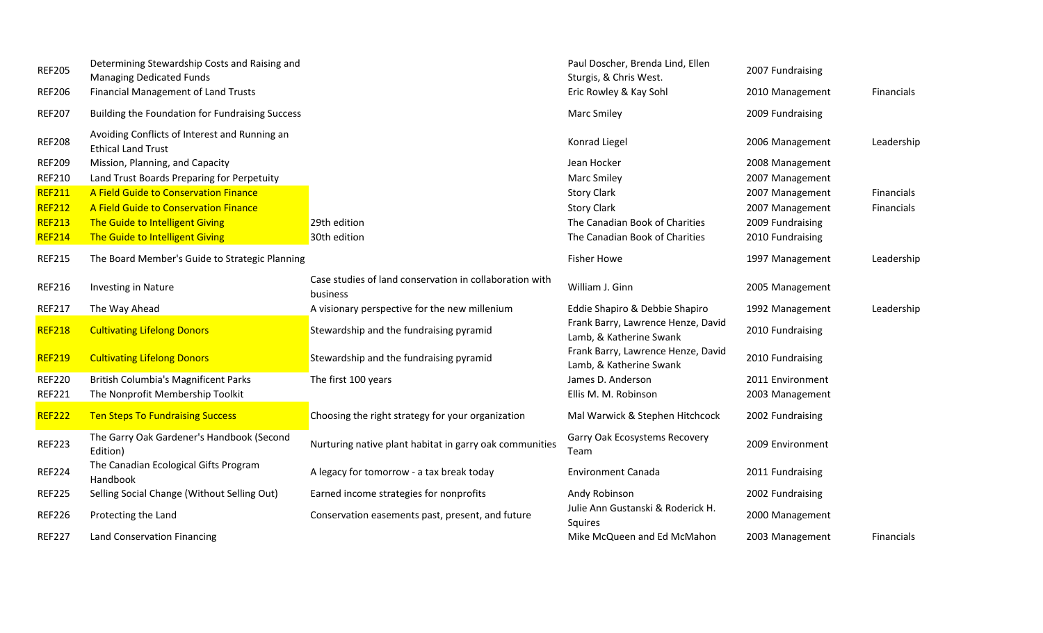| | | | | | |
|---|---|---|---|---|---|
| REF205 | Determining Stewardship Costs and Raising and Managing Dedicated Funds | | Paul Doscher, Brenda Lind, Ellen Sturgis, & Chris West. | 2007 Fundraising | |
| REF206 | Financial Management of Land Trusts | | Eric Rowley & Kay Sohl | 2010 Management | Financials |
| REF207 | Building the Foundation for Fundraising Success | | Marc Smiley | 2009 Fundraising | |
| REF208 | Avoiding Conflicts of Interest and Running an Ethical Land Trust | | Konrad Liegel | 2006 Management | Leadership |
| REF209 | Mission, Planning, and Capacity | | Jean Hocker | 2008 Management | |
| REF210 | Land Trust Boards Preparing for Perpetuity | | Marc Smiley | 2007 Management | |
| REF211 | A Field Guide to Conservation Finance | | Story Clark | 2007 Management | Financials |
| REF212 | A Field Guide to Conservation Finance | | Story Clark | 2007 Management | Financials |
| REF213 | The Guide to Intelligent Giving | 29th edition | The Canadian Book of Charities | 2009 Fundraising | |
| REF214 | The Guide to Intelligent Giving | 30th edition | The Canadian Book of Charities | 2010 Fundraising | |
| REF215 | The Board Member's Guide to Strategic Planning | | Fisher Howe | 1997 Management | Leadership |
| REF216 | Investing in Nature | Case studies of land conservation in collaboration with business | William J. Ginn | 2005 Management | |
| REF217 | The Way Ahead | A visionary perspective for the new millenium | Eddie Shapiro & Debbie Shapiro | 1992 Management | Leadership |
| REF218 | Cultivating Lifelong Donors | Stewardship and the fundraising pyramid | Frank Barry, Lawrence Henze, David Lamb, & Katherine Swank | 2010 Fundraising | |
| REF219 | Cultivating Lifelong Donors | Stewardship and the fundraising pyramid | Frank Barry, Lawrence Henze, David Lamb, & Katherine Swank | 2010 Fundraising | |
| REF220 | British Columbia's Magnificent Parks | The first 100 years | James D. Anderson | 2011 Environment | |
| REF221 | The Nonprofit Membership Toolkit | | Ellis M. M. Robinson | 2003 Management | |
| REF222 | Ten Steps To Fundraising Success | Choosing the right strategy for your organization | Mal Warwick & Stephen Hitchcock | 2002 Fundraising | |
| REF223 | The Garry Oak Gardener's Handbook (Second Edition) | Nurturing native plant habitat in garry oak communities | Garry Oak Ecosystems Recovery Team | 2009 Environment | |
| REF224 | The Canadian Ecological Gifts Program Handbook | A legacy for tomorrow - a tax break today | Environment Canada | 2011 Fundraising | |
| REF225 | Selling Social Change (Without Selling Out) | Earned income strategies for nonprofits | Andy Robinson | 2002 Fundraising | |
| REF226 | Protecting the Land | Conservation easements past, present, and future | Julie Ann Gustanski & Roderick H. Squires | 2000 Management | |
| REF227 | Land Conservation Financing | | Mike McQueen and Ed McMahon | 2003 Management | Financials |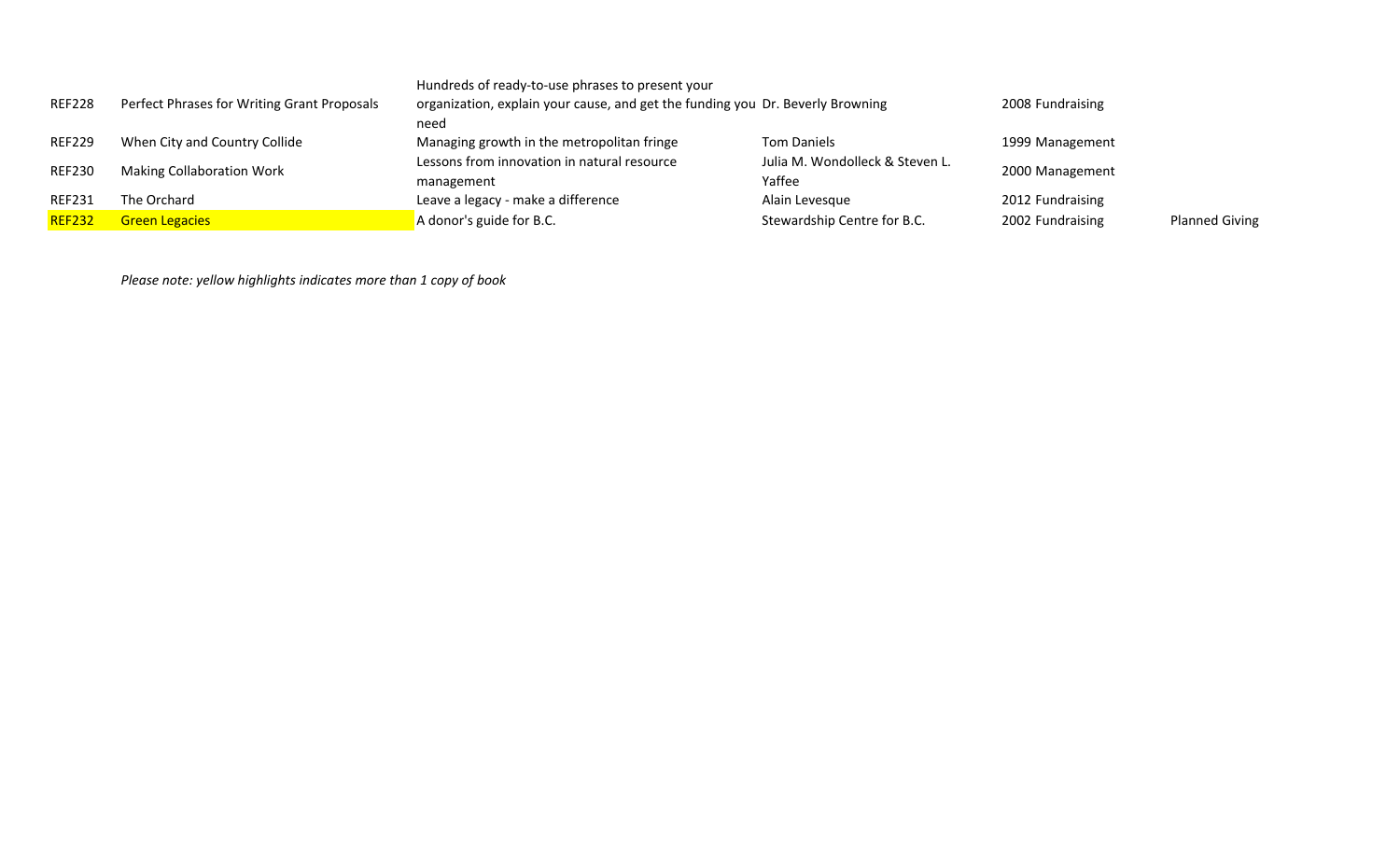| | | | | | | |
|---|---|---|---|---|---|---|
| REF228 | Perfect Phrases for Writing Grant Proposals | Hundreds of ready-to-use phrases to present your organization, explain your cause, and get the funding you need | Dr. Beverly Browning | 2008 | Fundraising | |
| REF229 | When City and Country Collide | Managing growth in the metropolitan fringe | Tom Daniels | 1999 | Management | |
| REF230 | Making Collaboration Work | Lessons from innovation in natural resource management | Julia M. Wondolleck & Steven L. Yaffee | 2000 | Management | |
| REF231 | The Orchard | Leave a legacy - make a difference | Alain Levesque | 2012 | Fundraising | |
| REF232 | Green Legacies | A donor's guide for B.C. | Stewardship Centre for B.C. | 2002 | Fundraising | Planned Giving |

*Please note: yellow highlights indicates more than 1 copy of book*